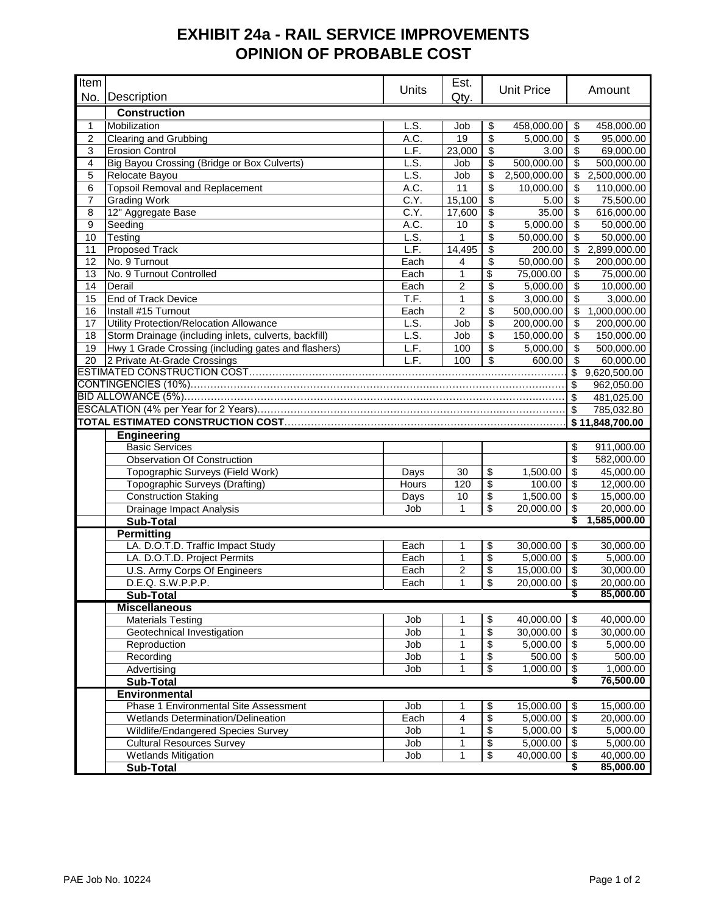# EXHIBIT 24a - RAIL SERVICE IMPROVEMENTS
# OPINION OF PROBABLE COST

| Item No. | Description | Units | Est. Qty. | Unit Price | Amount |
|---|---|---|---|---|---|
| | **Construction** | | | | |
| 1 | Mobilization | L.S. | Job | $ 458,000.00 | $ 458,000.00 |
| 2 | Clearing and Grubbing | A.C. | 19 | $ 5,000.00 | $ 95,000.00 |
| 3 | Erosion Control | L.F. | 23,000 | $ 3.00 | $ 69,000.00 |
| 4 | Big Bayou Crossing (Bridge or Box Culverts) | L.S. | Job | $ 500,000.00 | $ 500,000.00 |
| 5 | Relocate Bayou | L.S. | Job | $ 2,500,000.00 | $ 2,500,000.00 |
| 6 | Topsoil Removal and Replacement | A.C. | 11 | $ 10,000.00 | $ 110,000.00 |
| 7 | Grading Work | C.Y. | 15,100 | $ 5.00 | $ 75,500.00 |
| 8 | 12" Aggregate Base | C.Y. | 17,600 | $ 35.00 | $ 616,000.00 |
| 9 | Seeding | A.C. | 10 | $ 5,000.00 | $ 50,000.00 |
| 10 | Testing | L.S. | 1 | $ 50,000.00 | $ 50,000.00 |
| 11 | Proposed Track | L.F. | 14,495 | $ 200.00 | $ 2,899,000.00 |
| 12 | No. 9 Turnout | Each | 4 | $ 50,000.00 | $ 200,000.00 |
| 13 | No. 9 Turnout Controlled | Each | 1 | $ 75,000.00 | $ 75,000.00 |
| 14 | Derail | Each | 2 | $ 5,000.00 | $ 10,000.00 |
| 15 | End of Track Device | T.F. | 1 | $ 3,000.00 | $ 3,000.00 |
| 16 | Install #15 Turnout | Each | 2 | $ 500,000.00 | $ 1,000,000.00 |
| 17 | Utility Protection/Relocation Allowance | L.S. | Job | $ 200,000.00 | $ 200,000.00 |
| 18 | Storm Drainage (including inlets, culverts, backfill) | L.S. | Job | $ 150,000.00 | $ 150,000.00 |
| 19 | Hwy 1 Grade Crossing (including gates and flashers) | L.F. | 100 | $ 5,000.00 | $ 500,000.00 |
| 20 | 2 Private At-Grade Crossings | L.F. | 100 | $ 600.00 | $ 60,000.00 |
| ESTIMATED CONSTRUCTION COST | | | | | $ 9,620,500.00 |
| CONTINGENCIES (10%) | | | | | $ 962,050.00 |
| BID ALLOWANCE (5%) | | | | | $ 481,025.00 |
| ESCALATION (4% per Year for 2 Years) | | | | | $ 785,032.80 |
| **TOTAL ESTIMATED CONSTRUCTION COST** | | | | | **$ 11,848,700.00** |
| | **Engineering** | | | | |
| | Basic Services | | | | $ 911,000.00 |
| | Observation Of Construction | | | | $ 582,000.00 |
| | Topographic Surveys (Field Work) | Days | 30 | $ 1,500.00 | $ 45,000.00 |
| | Topographic Surveys (Drafting) | Hours | 120 | $ 100.00 | $ 12,000.00 |
| | Construction Staking | Days | 10 | $ 1,500.00 | $ 15,000.00 |
| | Drainage Impact Analysis | Job | 1 | $ 20,000.00 | $ 20,000.00 |
| | **Sub-Total** | | | | **$ 1,585,000.00** |
| | **Permitting** | | | | |
| | LA. D.O.T.D. Traffic Impact Study | Each | 1 | $ 30,000.00 | $ 30,000.00 |
| | LA. D.O.T.D. Project Permits | Each | 1 | $ 5,000.00 | $ 5,000.00 |
| | U.S. Army Corps Of Engineers | Each | 2 | $ 15,000.00 | $ 30,000.00 |
| | D.E.Q. S.W.P.P.P. | Each | 1 | $ 20,000.00 | $ 20,000.00 |
| | **Sub-Total** | | | | **$ 85,000.00** |
| | **Miscellaneous** | | | | |
| | Materials Testing | Job | 1 | $ 40,000.00 | $ 40,000.00 |
| | Geotechnical Investigation | Job | 1 | $ 30,000.00 | $ 30,000.00 |
| | Reproduction | Job | 1 | $ 5,000.00 | $ 5,000.00 |
| | Recording | Job | 1 | $ 500.00 | $ 500.00 |
| | Advertising | Job | 1 | $ 1,000.00 | $ 1,000.00 |
| | **Sub-Total** | | | | **$ 76,500.00** |
| | **Environmental** | | | | |
| | Phase 1 Environmental Site Assessment | Job | 1 | $ 15,000.00 | $ 15,000.00 |
| | Wetlands Determination/Delineation | Each | 4 | $ 5,000.00 | $ 20,000.00 |
| | Wildlife/Endangered Species Survey | Job | 1 | $ 5,000.00 | $ 5,000.00 |
| | Cultural Resources Survey | Job | 1 | $ 5,000.00 | $ 5,000.00 |
| | Wetlands Mitigation | Job | 1 | $ 40,000.00 | $ 40,000.00 |
| | **Sub-Total** | | | | **$ 85,000.00** |

PAE Job No. 10224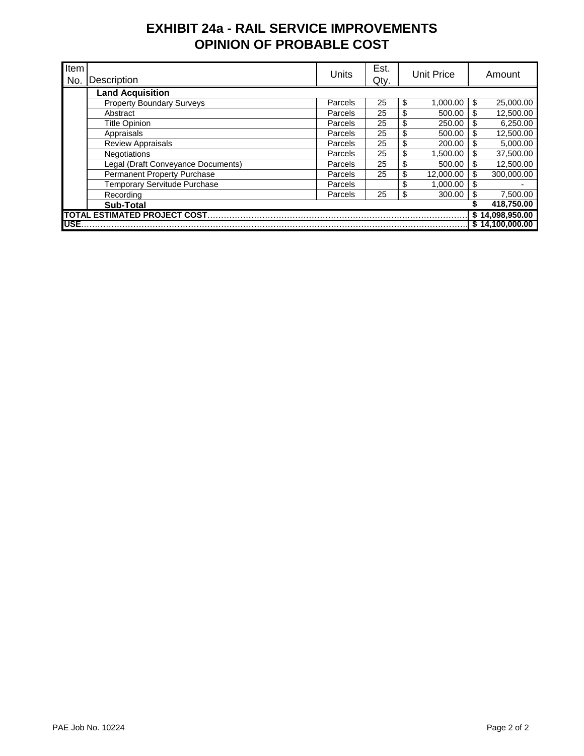# EXHIBIT 24a - RAIL SERVICE IMPROVEMENTS
## OPINION OF PROBABLE COST

| Item No. | Description | Units | Est. Qty. | Unit Price | Amount |
|---|---|---|---|---|---|
| | **Land Acquisition** | | | | |
| | Property Boundary Surveys | Parcels | 25 | $ 1,000.00 | $ 25,000.00 |
| | Abstract | Parcels | 25 | $ 500.00 | $ 12,500.00 |
| | Title Opinion | Parcels | 25 | $ 250.00 | $ 6,250.00 |
| | Appraisals | Parcels | 25 | $ 500.00 | $ 12,500.00 |
| | Review Appraisals | Parcels | 25 | $ 200.00 | $ 5,000.00 |
| | Negotiations | Parcels | 25 | $ 1,500.00 | $ 37,500.00 |
| | Legal (Draft Conveyance Documents) | Parcels | 25 | $ 500.00 | $ 12,500.00 |
| | Permanent Property Purchase | Parcels | 25 | $ 12,000.00 | $ 300,000.00 |
| | Temporary Servitude Purchase | Parcels | | $ 1,000.00 | $ - |
| | Recording | Parcels | 25 | $ 300.00 | $ 7,500.00 |
| | **Sub-Total** | | | | **$ 418,750.00** |
| **TOTAL ESTIMATED PROJECT COST** | | | | | **$ 14,098,950.00** |
| **USE** | | | | | **$ 14,100,000.00** |

PAE Job No. 10224